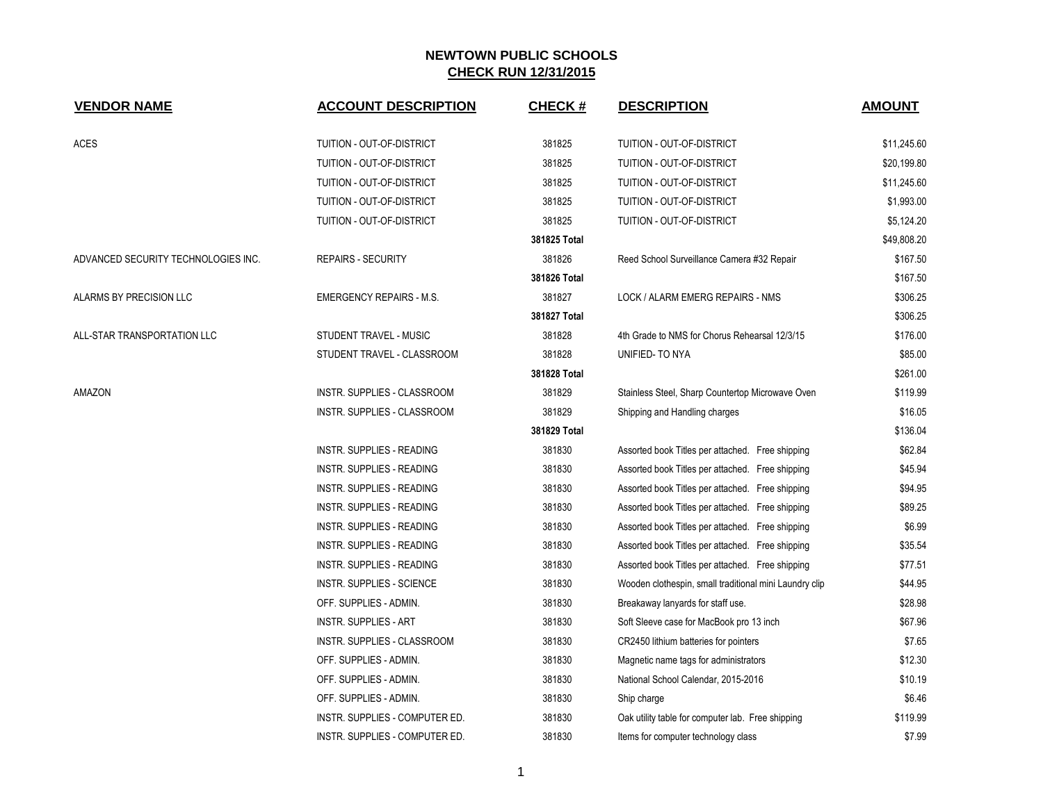# NEWTOWN PUBLIC SCHOOLS
## CHECK RUN 12/31/2015

| VENDOR NAME | ACCOUNT DESCRIPTION | CHECK # | DESCRIPTION | AMOUNT |
|---|---|---|---|---|
| ACES | TUITION - OUT-OF-DISTRICT | 381825 | TUITION - OUT-OF-DISTRICT | $11,245.60 |
| | TUITION - OUT-OF-DISTRICT | 381825 | TUITION - OUT-OF-DISTRICT | $20,199.80 |
| | TUITION - OUT-OF-DISTRICT | 381825 | TUITION - OUT-OF-DISTRICT | $11,245.60 |
| | TUITION - OUT-OF-DISTRICT | 381825 | TUITION - OUT-OF-DISTRICT | $1,993.00 |
| | TUITION - OUT-OF-DISTRICT | 381825 | TUITION - OUT-OF-DISTRICT | $5,124.20 |
| | | **381825 Total** | | $49,808.20 |
| ADVANCED SECURITY TECHNOLOGIES INC. | REPAIRS - SECURITY | 381826 | Reed School Surveillance Camera #32 Repair | $167.50 |
| | | **381826 Total** | | $167.50 |
| ALARMS BY PRECISION LLC | EMERGENCY REPAIRS - M.S. | 381827 | LOCK / ALARM EMERG REPAIRS - NMS | $306.25 |
| | | **381827 Total** | | $306.25 |
| ALL-STAR TRANSPORTATION LLC | STUDENT TRAVEL - MUSIC | 381828 | 4th Grade to NMS for Chorus Rehearsal 12/3/15 | $176.00 |
| | STUDENT TRAVEL - CLASSROOM | 381828 | UNIFIED- TO NYA | $85.00 |
| | | **381828 Total** | | $261.00 |
| AMAZON | INSTR. SUPPLIES - CLASSROOM | 381829 | Stainless Steel, Sharp Countertop Microwave Oven | $119.99 |
| | INSTR. SUPPLIES - CLASSROOM | 381829 | Shipping and Handling charges | $16.05 |
| | | **381829 Total** | | $136.04 |
| | INSTR. SUPPLIES - READING | 381830 | Assorted book Titles per attached. Free shipping | $62.84 |
| | INSTR. SUPPLIES - READING | 381830 | Assorted book Titles per attached. Free shipping | $45.94 |
| | INSTR. SUPPLIES - READING | 381830 | Assorted book Titles per attached. Free shipping | $94.95 |
| | INSTR. SUPPLIES - READING | 381830 | Assorted book Titles per attached. Free shipping | $89.25 |
| | INSTR. SUPPLIES - READING | 381830 | Assorted book Titles per attached. Free shipping | $6.99 |
| | INSTR. SUPPLIES - READING | 381830 | Assorted book Titles per attached. Free shipping | $35.54 |
| | INSTR. SUPPLIES - READING | 381830 | Assorted book Titles per attached. Free shipping | $77.51 |
| | INSTR. SUPPLIES - SCIENCE | 381830 | Wooden clothespin, small traditional mini Laundry clip | $44.95 |
| | OFF. SUPPLIES - ADMIN. | 381830 | Breakaway lanyards for staff use. | $28.98 |
| | INSTR. SUPPLIES - ART | 381830 | Soft Sleeve case for MacBook pro 13 inch | $67.96 |
| | INSTR. SUPPLIES - CLASSROOM | 381830 | CR2450 lithium batteries for pointers | $7.65 |
| | OFF. SUPPLIES - ADMIN. | 381830 | Magnetic name tags for administrators | $12.30 |
| | OFF. SUPPLIES - ADMIN. | 381830 | National School Calendar, 2015-2016 | $10.19 |
| | OFF. SUPPLIES - ADMIN. | 381830 | Ship charge | $6.46 |
| | INSTR. SUPPLIES - COMPUTER ED. | 381830 | Oak utility table for computer lab. Free shipping | $119.99 |
| | INSTR. SUPPLIES - COMPUTER ED. | 381830 | Items for computer technology class | $7.99 |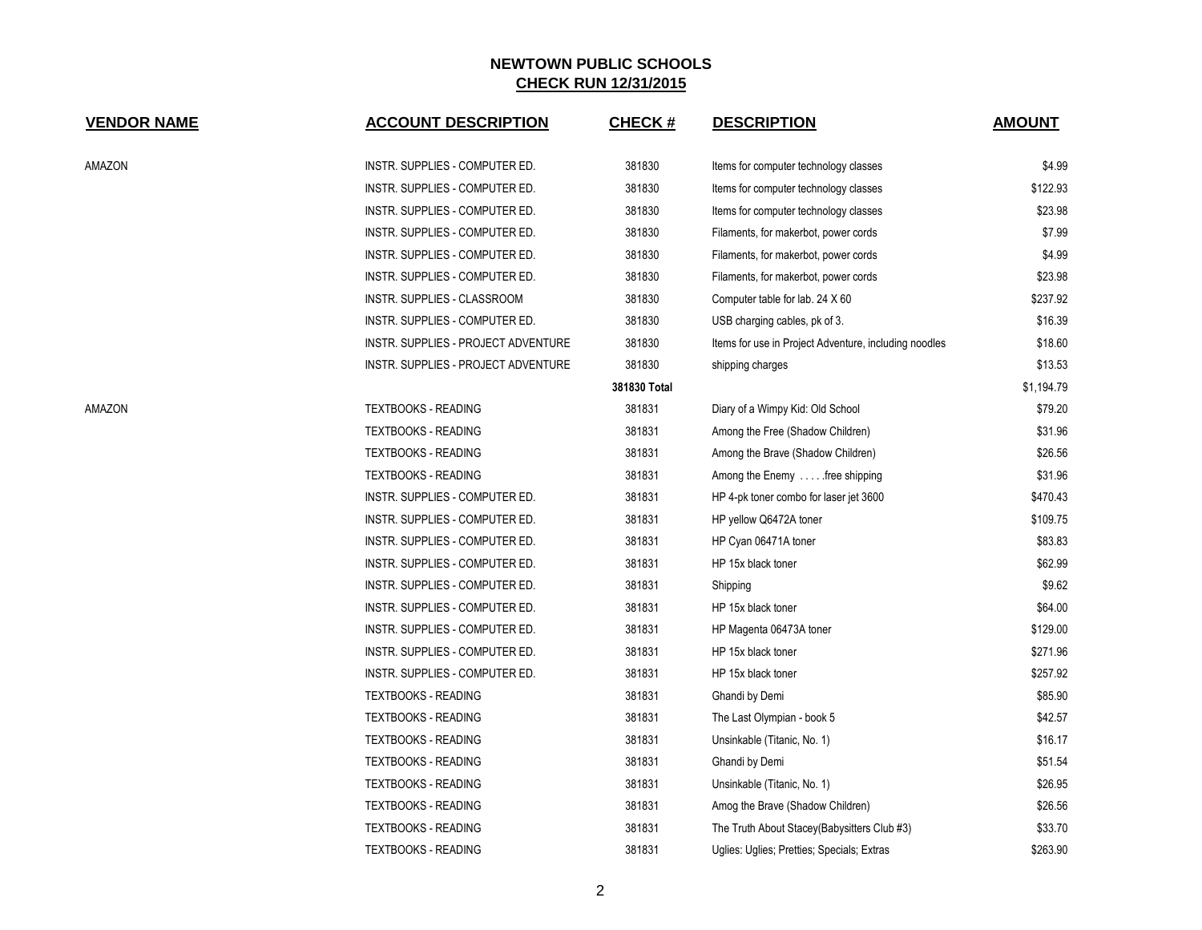# NEWTOWN PUBLIC SCHOOLS

## CHECK RUN 12/31/2015

| VENDOR NAME | ACCOUNT DESCRIPTION | CHECK # | DESCRIPTION | AMOUNT |
|---|---|---|---|---|
| AMAZON | INSTR. SUPPLIES - COMPUTER ED. | 381830 | Items for computer technology classes | $4.99 |
| | INSTR. SUPPLIES - COMPUTER ED. | 381830 | Items for computer technology classes | $122.93 |
| | INSTR. SUPPLIES - COMPUTER ED. | 381830 | Items for computer technology classes | $23.98 |
| | INSTR. SUPPLIES - COMPUTER ED. | 381830 | Filaments, for makerbot, power cords | $7.99 |
| | INSTR. SUPPLIES - COMPUTER ED. | 381830 | Filaments, for makerbot, power cords | $4.99 |
| | INSTR. SUPPLIES - COMPUTER ED. | 381830 | Filaments, for makerbot, power cords | $23.98 |
| | INSTR. SUPPLIES - CLASSROOM | 381830 | Computer table for lab. 24 X 60 | $237.92 |
| | INSTR. SUPPLIES - COMPUTER ED. | 381830 | USB charging cables, pk of 3. | $16.39 |
| | INSTR. SUPPLIES - PROJECT ADVENTURE | 381830 | Items for use in Project Adventure, including noodles | $18.60 |
| | INSTR. SUPPLIES - PROJECT ADVENTURE | 381830 | shipping charges | $13.53 |
| | | **381830 Total** | | $1,194.79 |
| AMAZON | TEXTBOOKS - READING | 381831 | Diary of a Wimpy Kid: Old School | $79.20 |
| | TEXTBOOKS - READING | 381831 | Among the Free (Shadow Children) | $31.96 |
| | TEXTBOOKS - READING | 381831 | Among the Brave (Shadow Children) | $26.56 |
| | TEXTBOOKS - READING | 381831 | Among the Enemy . . . . .free shipping | $31.96 |
| | INSTR. SUPPLIES - COMPUTER ED. | 381831 | HP 4-pk toner combo for laser jet 3600 | $470.43 |
| | INSTR. SUPPLIES - COMPUTER ED. | 381831 | HP yellow Q6472A toner | $109.75 |
| | INSTR. SUPPLIES - COMPUTER ED. | 381831 | HP Cyan 06471A toner | $83.83 |
| | INSTR. SUPPLIES - COMPUTER ED. | 381831 | HP 15x black toner | $62.99 |
| | INSTR. SUPPLIES - COMPUTER ED. | 381831 | Shipping | $9.62 |
| | INSTR. SUPPLIES - COMPUTER ED. | 381831 | HP 15x black toner | $64.00 |
| | INSTR. SUPPLIES - COMPUTER ED. | 381831 | HP Magenta 06473A toner | $129.00 |
| | INSTR. SUPPLIES - COMPUTER ED. | 381831 | HP 15x black toner | $271.96 |
| | INSTR. SUPPLIES - COMPUTER ED. | 381831 | HP 15x black toner | $257.92 |
| | TEXTBOOKS - READING | 381831 | Ghandi by Demi | $85.90 |
| | TEXTBOOKS - READING | 381831 | The Last Olympian - book 5 | $42.57 |
| | TEXTBOOKS - READING | 381831 | Unsinkable (Titanic, No. 1) | $16.17 |
| | TEXTBOOKS - READING | 381831 | Ghandi by Demi | $51.54 |
| | TEXTBOOKS - READING | 381831 | Unsinkable (Titanic, No. 1) | $26.95 |
| | TEXTBOOKS - READING | 381831 | Amog the Brave (Shadow Children) | $26.56 |
| | TEXTBOOKS - READING | 381831 | The Truth About Stacey(Babysitters Club #3) | $33.70 |
| | TEXTBOOKS - READING | 381831 | Uglies: Uglies; Pretties; Specials; Extras | $263.90 |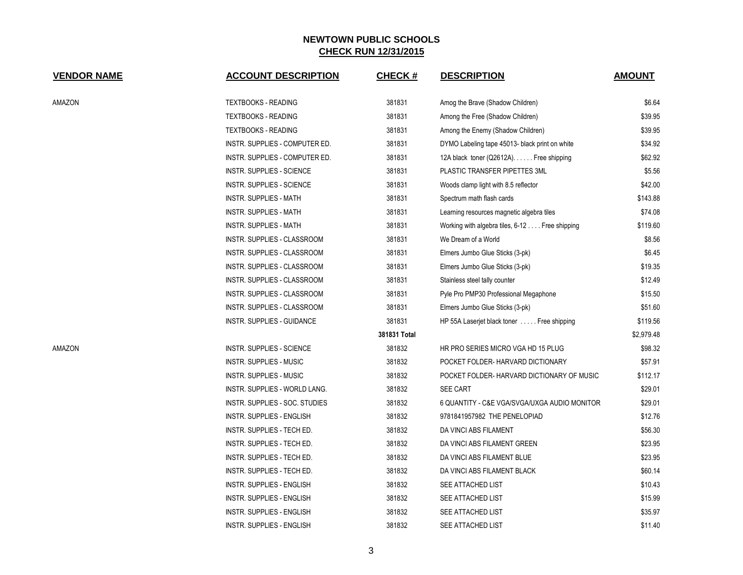# NEWTOWN PUBLIC SCHOOLS

## CHECK RUN 12/31/2015

| VENDOR NAME | ACCOUNT DESCRIPTION | CHECK # | DESCRIPTION | AMOUNT |
|---|---|---|---|---|
| AMAZON | TEXTBOOKS - READING | 381831 | Amog the Brave (Shadow Children) | $6.64 |
| | TEXTBOOKS - READING | 381831 | Among the Free (Shadow Children) | $39.95 |
| | TEXTBOOKS - READING | 381831 | Among the Enemy (Shadow Children) | $39.95 |
| | INSTR. SUPPLIES - COMPUTER ED. | 381831 | DYMO Labeling tape 45013- black print on white | $34.92 |
| | INSTR. SUPPLIES - COMPUTER ED. | 381831 | 12A black toner (Q2612A). . . . . . Free shipping | $62.92 |
| | INSTR. SUPPLIES - SCIENCE | 381831 | PLASTIC TRANSFER PIPETTES 3ML | $5.56 |
| | INSTR. SUPPLIES - SCIENCE | 381831 | Woods clamp light with 8.5 reflector | $42.00 |
| | INSTR. SUPPLIES - MATH | 381831 | Spectrum math flash cards | $143.88 |
| | INSTR. SUPPLIES - MATH | 381831 | Learning resources magnetic algebra tiles | $74.08 |
| | INSTR. SUPPLIES - MATH | 381831 | Working with algebra tiles, 6-12 . . . . Free shipping | $119.60 |
| | INSTR. SUPPLIES - CLASSROOM | 381831 | We Dream of a World | $8.56 |
| | INSTR. SUPPLIES - CLASSROOM | 381831 | Elmers Jumbo Glue Sticks (3-pk) | $6.45 |
| | INSTR. SUPPLIES - CLASSROOM | 381831 | Elmers Jumbo Glue Sticks (3-pk) | $19.35 |
| | INSTR. SUPPLIES - CLASSROOM | 381831 | Stainless steel tally counter | $12.49 |
| | INSTR. SUPPLIES - CLASSROOM | 381831 | Pyle Pro PMP30 Professional Megaphone | $15.50 |
| | INSTR. SUPPLIES - CLASSROOM | 381831 | Elmers Jumbo Glue Sticks (3-pk) | $51.60 |
| | INSTR. SUPPLIES - GUIDANCE | 381831 | HP 55A Laserjet black toner . . . . . Free shipping | $119.56 |
| | | **381831 Total** | | $2,979.48 |
| AMAZON | INSTR. SUPPLIES - SCIENCE | 381832 | HR PRO SERIES MICRO VGA HD 15 PLUG | $98.32 |
| | INSTR. SUPPLIES - MUSIC | 381832 | POCKET FOLDER- HARVARD DICTIONARY | $57.91 |
| | INSTR. SUPPLIES - MUSIC | 381832 | POCKET FOLDER- HARVARD DICTIONARY OF MUSIC | $112.17 |
| | INSTR. SUPPLIES - WORLD LANG. | 381832 | SEE CART | $29.01 |
| | INSTR. SUPPLIES - SOC. STUDIES | 381832 | 6 QUANTITY - C&E VGA/SVGA/UXGA AUDIO MONITOR | $29.01 |
| | INSTR. SUPPLIES - ENGLISH | 381832 | 9781841957982 THE PENELOPIAD | $12.76 |
| | INSTR. SUPPLIES - TECH ED. | 381832 | DA VINCI ABS FILAMENT | $56.30 |
| | INSTR. SUPPLIES - TECH ED. | 381832 | DA VINCI ABS FILAMENT GREEN | $23.95 |
| | INSTR. SUPPLIES - TECH ED. | 381832 | DA VINCI ABS FILAMENT BLUE | $23.95 |
| | INSTR. SUPPLIES - TECH ED. | 381832 | DA VINCI ABS FILAMENT BLACK | $60.14 |
| | INSTR. SUPPLIES - ENGLISH | 381832 | SEE ATTACHED LIST | $10.43 |
| | INSTR. SUPPLIES - ENGLISH | 381832 | SEE ATTACHED LIST | $15.99 |
| | INSTR. SUPPLIES - ENGLISH | 381832 | SEE ATTACHED LIST | $35.97 |
| | INSTR. SUPPLIES - ENGLISH | 381832 | SEE ATTACHED LIST | $11.40 |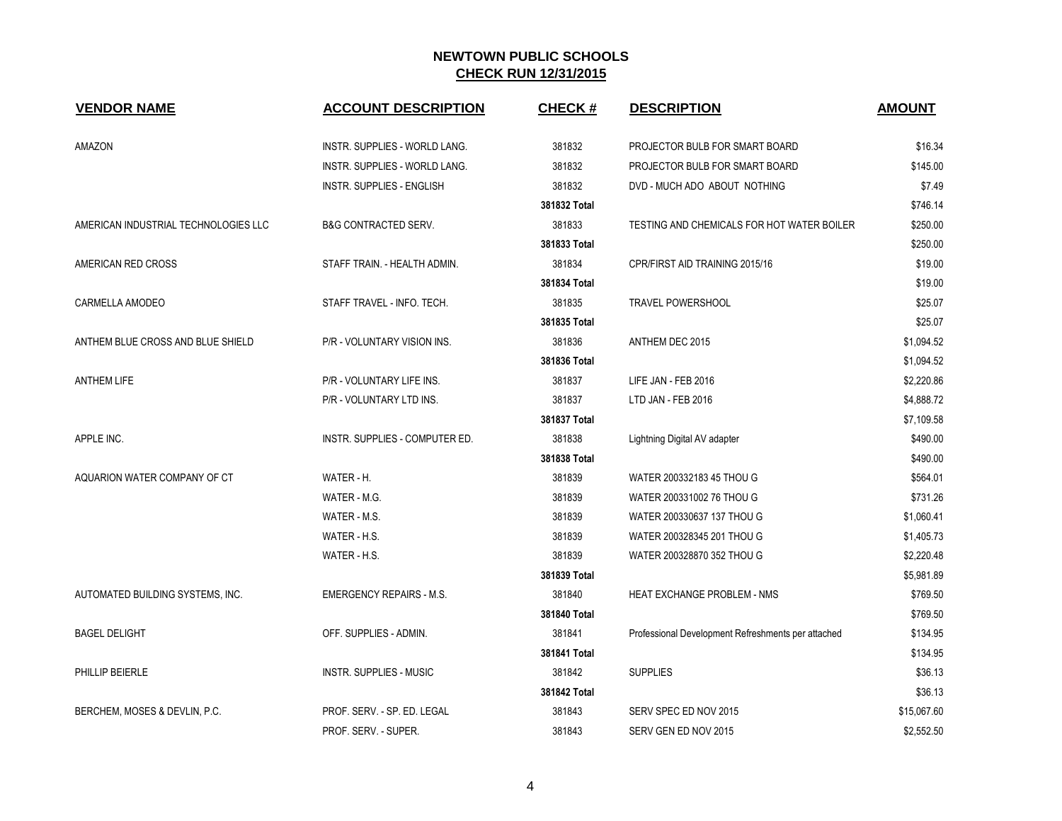# NEWTOWN PUBLIC SCHOOLS

## CHECK RUN 12/31/2015

| VENDOR NAME | ACCOUNT DESCRIPTION | CHECK # | DESCRIPTION | AMOUNT |
|---|---|---|---|---|
| AMAZON | INSTR. SUPPLIES - WORLD LANG. | 381832 | PROJECTOR BULB FOR SMART BOARD | $16.34 |
| | INSTR. SUPPLIES - WORLD LANG. | 381832 | PROJECTOR BULB FOR SMART BOARD | $145.00 |
| | INSTR. SUPPLIES - ENGLISH | 381832 | DVD - MUCH ADO ABOUT NOTHING | $7.49 |
| | | **381832 Total** | | $746.14 |
| AMERICAN INDUSTRIAL TECHNOLOGIES LLC | B&G CONTRACTED SERV. | 381833 | TESTING AND CHEMICALS FOR HOT WATER BOILER | $250.00 |
| | | **381833 Total** | | $250.00 |
| AMERICAN RED CROSS | STAFF TRAIN. - HEALTH ADMIN. | 381834 | CPR/FIRST AID TRAINING 2015/16 | $19.00 |
| | | **381834 Total** | | $19.00 |
| CARMELLA AMODEO | STAFF TRAVEL - INFO. TECH. | 381835 | TRAVEL POWERSHOOL | $25.07 |
| | | **381835 Total** | | $25.07 |
| ANTHEM BLUE CROSS AND BLUE SHIELD | P/R - VOLUNTARY VISION INS. | 381836 | ANTHEM DEC 2015 | $1,094.52 |
| | | **381836 Total** | | $1,094.52 |
| ANTHEM LIFE | P/R - VOLUNTARY LIFE INS. | 381837 | LIFE JAN - FEB 2016 | $2,220.86 |
| | P/R - VOLUNTARY LTD INS. | 381837 | LTD JAN - FEB 2016 | $4,888.72 |
| | | **381837 Total** | | $7,109.58 |
| APPLE INC. | INSTR. SUPPLIES - COMPUTER ED. | 381838 | Lightning Digital AV adapter | $490.00 |
| | | **381838 Total** | | $490.00 |
| AQUARION WATER COMPANY OF CT | WATER - H. | 381839 | WATER 200332183 45 THOU G | $564.01 |
| | WATER - M.G. | 381839 | WATER 200331002 76 THOU G | $731.26 |
| | WATER - M.S. | 381839 | WATER 200330637 137 THOU G | $1,060.41 |
| | WATER - H.S. | 381839 | WATER 200328345 201 THOU G | $1,405.73 |
| | WATER - H.S. | 381839 | WATER 200328870 352 THOU G | $2,220.48 |
| | | **381839 Total** | | $5,981.89 |
| AUTOMATED BUILDING SYSTEMS, INC. | EMERGENCY REPAIRS - M.S. | 381840 | HEAT EXCHANGE PROBLEM - NMS | $769.50 |
| | | **381840 Total** | | $769.50 |
| BAGEL DELIGHT | OFF. SUPPLIES - ADMIN. | 381841 | Professional Development Refreshments per attached | $134.95 |
| | | **381841 Total** | | $134.95 |
| PHILLIP BEIERLE | INSTR. SUPPLIES - MUSIC | 381842 | SUPPLIES | $36.13 |
| | | **381842 Total** | | $36.13 |
| BERCHEM, MOSES & DEVLIN, P.C. | PROF. SERV. - SP. ED. LEGAL | 381843 | SERV SPEC ED NOV 2015 | $15,067.60 |
| | PROF. SERV. - SUPER. | 381843 | SERV GEN ED NOV 2015 | $2,552.50 |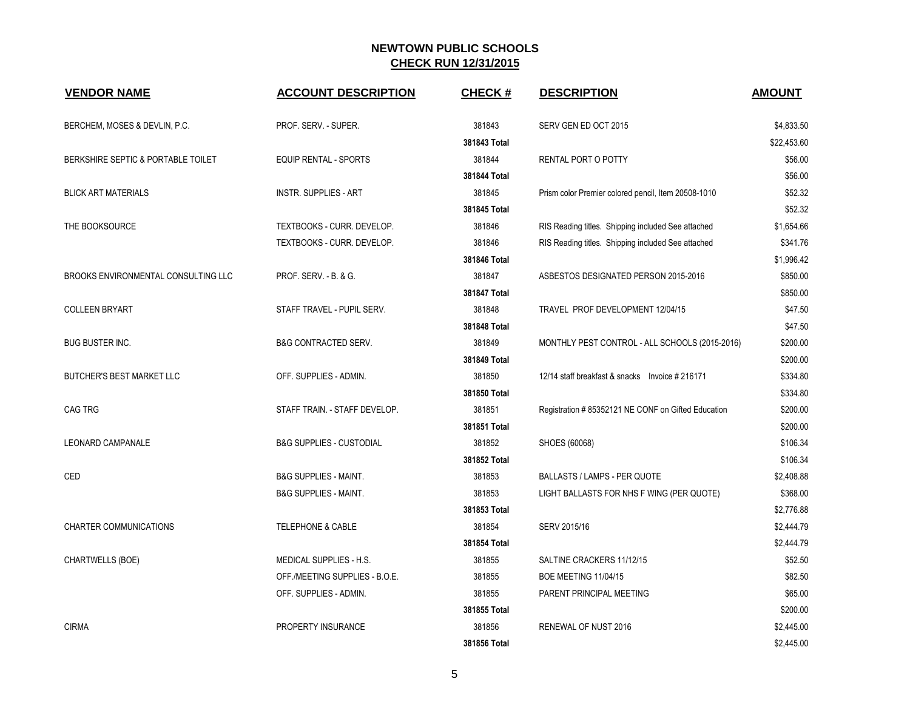# NEWTOWN PUBLIC SCHOOLS

## CHECK RUN 12/31/2015

| VENDOR NAME | ACCOUNT DESCRIPTION | CHECK # | DESCRIPTION | AMOUNT |
|---|---|---|---|---|
| BERCHEM, MOSES & DEVLIN, P.C. | PROF. SERV. - SUPER. | 381843 | SERV GEN ED OCT 2015 | $4,833.50 |
| | | **381843 Total** | | $22,453.60 |
| BERKSHIRE SEPTIC & PORTABLE TOILET | EQUIP RENTAL - SPORTS | 381844 | RENTAL PORT O POTTY | $56.00 |
| | | **381844 Total** | | $56.00 |
| BLICK ART MATERIALS | INSTR. SUPPLIES - ART | 381845 | Prism color Premier colored pencil, Item 20508-1010 | $52.32 |
| | | **381845 Total** | | $52.32 |
| THE BOOKSOURCE | TEXTBOOKS - CURR. DEVELOP. | 381846 | RIS Reading titles. Shipping included See attached | $1,654.66 |
| | TEXTBOOKS - CURR. DEVELOP. | 381846 | RIS Reading titles. Shipping included See attached | $341.76 |
| | | **381846 Total** | | $1,996.42 |
| BROOKS ENVIRONMENTAL CONSULTING LLC | PROF. SERV. - B. & G. | 381847 | ASBESTOS DESIGNATED PERSON 2015-2016 | $850.00 |
| | | **381847 Total** | | $850.00 |
| COLLEEN BRYART | STAFF TRAVEL - PUPIL SERV. | 381848 | TRAVEL PROF DEVELOPMENT 12/04/15 | $47.50 |
| | | **381848 Total** | | $47.50 |
| BUG BUSTER INC. | B&G CONTRACTED SERV. | 381849 | MONTHLY PEST CONTROL - ALL SCHOOLS (2015-2016) | $200.00 |
| | | **381849 Total** | | $200.00 |
| BUTCHER'S BEST MARKET LLC | OFF. SUPPLIES - ADMIN. | 381850 | 12/14 staff breakfast & snacks Invoice # 216171 | $334.80 |
| | | **381850 Total** | | $334.80 |
| CAG TRG | STAFF TRAIN. - STAFF DEVELOP. | 381851 | Registration # 85352121 NE CONF on Gifted Education | $200.00 |
| | | **381851 Total** | | $200.00 |
| LEONARD CAMPANALE | B&G SUPPLIES - CUSTODIAL | 381852 | SHOES (60068) | $106.34 |
| | | **381852 Total** | | $106.34 |
| CED | B&G SUPPLIES - MAINT. | 381853 | BALLASTS / LAMPS - PER QUOTE | $2,408.88 |
| | B&G SUPPLIES - MAINT. | 381853 | LIGHT BALLASTS FOR NHS F WING (PER QUOTE) | $368.00 |
| | | **381853 Total** | | $2,776.88 |
| CHARTER COMMUNICATIONS | TELEPHONE & CABLE | 381854 | SERV 2015/16 | $2,444.79 |
| | | **381854 Total** | | $2,444.79 |
| CHARTWELLS (BOE) | MEDICAL SUPPLIES - H.S. | 381855 | SALTINE CRACKERS 11/12/15 | $52.50 |
| | OFF./MEETING SUPPLIES - B.O.E. | 381855 | BOE MEETING 11/04/15 | $82.50 |
| | OFF. SUPPLIES - ADMIN. | 381855 | PARENT PRINCIPAL MEETING | $65.00 |
| | | **381855 Total** | | $200.00 |
| CIRMA | PROPERTY INSURANCE | 381856 | RENEWAL OF NUST 2016 | $2,445.00 |
| | | **381856 Total** | | $2,445.00 |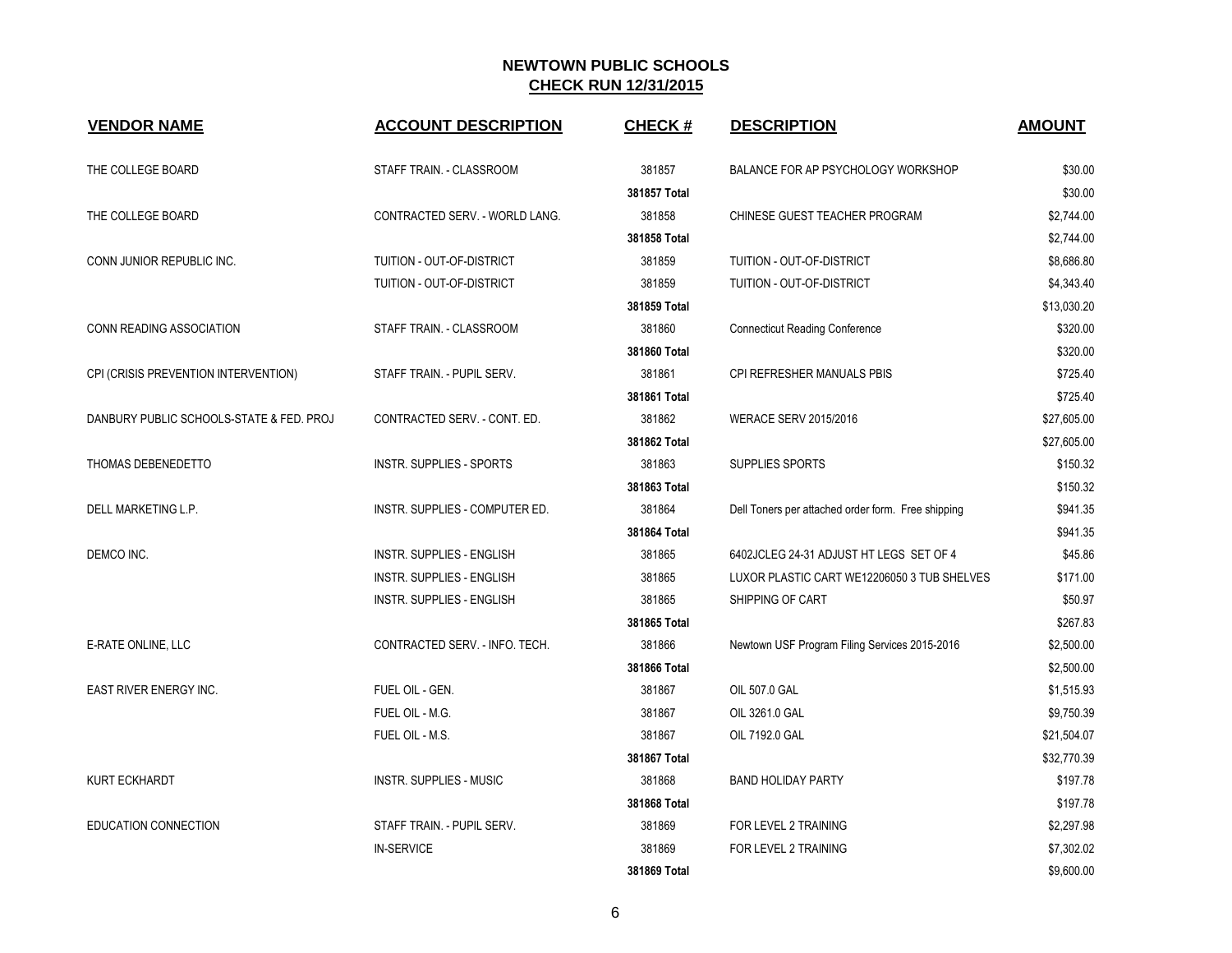## NEWTOWN PUBLIC SCHOOLS
## CHECK RUN 12/31/2015

| VENDOR NAME | ACCOUNT DESCRIPTION | CHECK # | DESCRIPTION | AMOUNT |
|---|---|---|---|---|
| THE COLLEGE BOARD | STAFF TRAIN. - CLASSROOM | 381857 | BALANCE FOR AP PSYCHOLOGY WORKSHOP | $30.00 |
| | | **381857 Total** | | $30.00 |
| THE COLLEGE BOARD | CONTRACTED SERV. - WORLD LANG. | 381858 | CHINESE GUEST TEACHER PROGRAM | $2,744.00 |
| | | **381858 Total** | | $2,744.00 |
| CONN JUNIOR REPUBLIC INC. | TUITION - OUT-OF-DISTRICT | 381859 | TUITION - OUT-OF-DISTRICT | $8,686.80 |
| | TUITION - OUT-OF-DISTRICT | 381859 | TUITION - OUT-OF-DISTRICT | $4,343.40 |
| | | **381859 Total** | | $13,030.20 |
| CONN READING ASSOCIATION | STAFF TRAIN. - CLASSROOM | 381860 | Connecticut Reading Conference | $320.00 |
| | | **381860 Total** | | $320.00 |
| CPI (CRISIS PREVENTION INTERVENTION) | STAFF TRAIN. - PUPIL SERV. | 381861 | CPI REFRESHER MANUALS PBIS | $725.40 |
| | | **381861 Total** | | $725.40 |
| DANBURY PUBLIC SCHOOLS-STATE & FED. PROJ | CONTRACTED SERV. - CONT. ED. | 381862 | WERACE SERV 2015/2016 | $27,605.00 |
| | | **381862 Total** | | $27,605.00 |
| THOMAS DEBENEDETTO | INSTR. SUPPLIES - SPORTS | 381863 | SUPPLIES SPORTS | $150.32 |
| | | **381863 Total** | | $150.32 |
| DELL MARKETING L.P. | INSTR. SUPPLIES - COMPUTER ED. | 381864 | Dell Toners per attached order form. Free shipping | $941.35 |
| | | **381864 Total** | | $941.35 |
| DEMCO INC. | INSTR. SUPPLIES - ENGLISH | 381865 | 6402JCLEG 24-31 ADJUST HT LEGS SET OF 4 | $45.86 |
| | INSTR. SUPPLIES - ENGLISH | 381865 | LUXOR PLASTIC CART WE12206050 3 TUB SHELVES | $171.00 |
| | INSTR. SUPPLIES - ENGLISH | 381865 | SHIPPING OF CART | $50.97 |
| | | **381865 Total** | | $267.83 |
| E-RATE ONLINE, LLC | CONTRACTED SERV. - INFO. TECH. | 381866 | Newtown USF Program Filing Services 2015-2016 | $2,500.00 |
| | | **381866 Total** | | $2,500.00 |
| EAST RIVER ENERGY INC. | FUEL OIL - GEN. | 381867 | OIL 507.0 GAL | $1,515.93 |
| | FUEL OIL - M.G. | 381867 | OIL 3261.0 GAL | $9,750.39 |
| | FUEL OIL - M.S. | 381867 | OIL 7192.0 GAL | $21,504.07 |
| | | **381867 Total** | | $32,770.39 |
| KURT ECKHARDT | INSTR. SUPPLIES - MUSIC | 381868 | BAND HOLIDAY PARTY | $197.78 |
| | | **381868 Total** | | $197.78 |
| EDUCATION CONNECTION | STAFF TRAIN. - PUPIL SERV. | 381869 | FOR LEVEL 2 TRAINING | $2,297.98 |
| | IN-SERVICE | 381869 | FOR LEVEL 2 TRAINING | $7,302.02 |
| | | **381869 Total** | | $9,600.00 |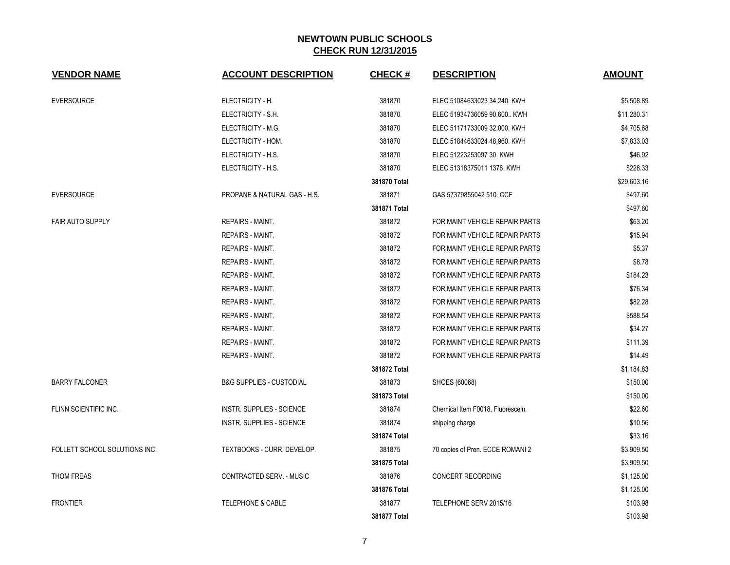## NEWTOWN PUBLIC SCHOOLS

**CHECK RUN 12/31/2015**

| VENDOR NAME | ACCOUNT DESCRIPTION | CHECK # | DESCRIPTION | AMOUNT |
|---|---|---|---|---|
| EVERSOURCE | ELECTRICITY - H. | 381870 | ELEC 51084633023 34,240. KWH | $5,508.89 |
| | ELECTRICITY - S.H. | 381870 | ELEC 51934736059 90,600.. KWH | $11,280.31 |
| | ELECTRICITY - M.G. | 381870 | ELEC 51171733009 32,000. KWH | $4,705.68 |
| | ELECTRICITY - HOM. | 381870 | ELEC 51844633024 48,960. KWH | $7,833.03 |
| | ELECTRICITY - H.S. | 381870 | ELEC 51223253097 30. KWH | $46.92 |
| | ELECTRICITY - H.S. | 381870 | ELEC 51318375011 1376. KWH | $228.33 |
| | | **381870 Total** | | $29,603.16 |
| EVERSOURCE | PROPANE & NATURAL GAS - H.S. | 381871 | GAS 57379855042 510. CCF | $497.60 |
| | | **381871 Total** | | $497.60 |
| FAIR AUTO SUPPLY | REPAIRS - MAINT. | 381872 | FOR MAINT VEHICLE REPAIR PARTS | $63.20 |
| | REPAIRS - MAINT. | 381872 | FOR MAINT VEHICLE REPAIR PARTS | $15.94 |
| | REPAIRS - MAINT. | 381872 | FOR MAINT VEHICLE REPAIR PARTS | $5.37 |
| | REPAIRS - MAINT. | 381872 | FOR MAINT VEHICLE REPAIR PARTS | $8.78 |
| | REPAIRS - MAINT. | 381872 | FOR MAINT VEHICLE REPAIR PARTS | $184.23 |
| | REPAIRS - MAINT. | 381872 | FOR MAINT VEHICLE REPAIR PARTS | $76.34 |
| | REPAIRS - MAINT. | 381872 | FOR MAINT VEHICLE REPAIR PARTS | $82.28 |
| | REPAIRS - MAINT. | 381872 | FOR MAINT VEHICLE REPAIR PARTS | $588.54 |
| | REPAIRS - MAINT. | 381872 | FOR MAINT VEHICLE REPAIR PARTS | $34.27 |
| | REPAIRS - MAINT. | 381872 | FOR MAINT VEHICLE REPAIR PARTS | $111.39 |
| | REPAIRS - MAINT. | 381872 | FOR MAINT VEHICLE REPAIR PARTS | $14.49 |
| | | **381872 Total** | | $1,184.83 |
| BARRY FALCONER | B&G SUPPLIES - CUSTODIAL | 381873 | SHOES (60068) | $150.00 |
| | | **381873 Total** | | $150.00 |
| FLINN SCIENTIFIC INC. | INSTR. SUPPLIES - SCIENCE | 381874 | Chemical Item F0018, Fluorescein. | $22.60 |
| | INSTR. SUPPLIES - SCIENCE | 381874 | shipping charge | $10.56 |
| | | **381874 Total** | | $33.16 |
| FOLLETT SCHOOL SOLUTIONS INC. | TEXTBOOKS - CURR. DEVELOP. | 381875 | 70 copies of Pren. ECCE ROMANI 2 | $3,909.50 |
| | | **381875 Total** | | $3,909.50 |
| THOM FREAS | CONTRACTED SERV. - MUSIC | 381876 | CONCERT RECORDING | $1,125.00 |
| | | **381876 Total** | | $1,125.00 |
| FRONTIER | TELEPHONE & CABLE | 381877 | TELEPHONE SERV 2015/16 | $103.98 |
| | | **381877 Total** | | $103.98 |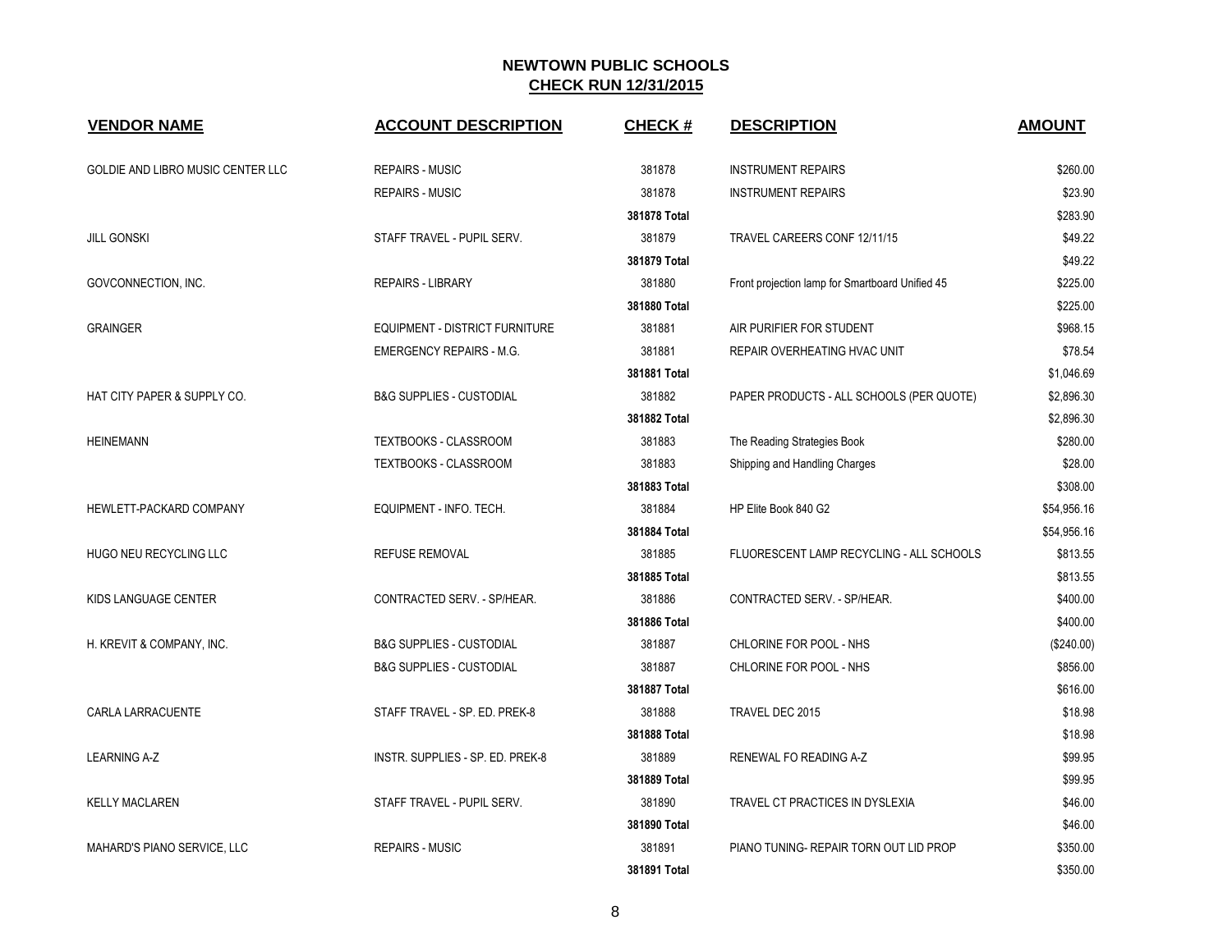# NEWTOWN PUBLIC SCHOOLS

## CHECK RUN 12/31/2015

| VENDOR NAME | ACCOUNT DESCRIPTION | CHECK # | DESCRIPTION | AMOUNT |
|---|---|---|---|---|
| GOLDIE AND LIBRO MUSIC CENTER LLC | REPAIRS - MUSIC | 381878 | INSTRUMENT REPAIRS | $260.00 |
| | REPAIRS - MUSIC | 381878 | INSTRUMENT REPAIRS | $23.90 |
| | | **381878 Total** | | $283.90 |
| JILL GONSKI | STAFF TRAVEL - PUPIL SERV. | 381879 | TRAVEL CAREERS CONF 12/11/15 | $49.22 |
| | | **381879 Total** | | $49.22 |
| GOVCONNECTION, INC. | REPAIRS - LIBRARY | 381880 | Front projection lamp for Smartboard Unified 45 | $225.00 |
| | | **381880 Total** | | $225.00 |
| GRAINGER | EQUIPMENT - DISTRICT FURNITURE | 381881 | AIR PURIFIER FOR STUDENT | $968.15 |
| | EMERGENCY REPAIRS - M.G. | 381881 | REPAIR OVERHEATING HVAC UNIT | $78.54 |
| | | **381881 Total** | | $1,046.69 |
| HAT CITY PAPER & SUPPLY CO. | B&G SUPPLIES - CUSTODIAL | 381882 | PAPER PRODUCTS - ALL SCHOOLS (PER QUOTE) | $2,896.30 |
| | | **381882 Total** | | $2,896.30 |
| HEINEMANN | TEXTBOOKS - CLASSROOM | 381883 | The Reading Strategies Book | $280.00 |
| | TEXTBOOKS - CLASSROOM | 381883 | Shipping and Handling Charges | $28.00 |
| | | **381883 Total** | | $308.00 |
| HEWLETT-PACKARD COMPANY | EQUIPMENT - INFO. TECH. | 381884 | HP Elite Book 840 G2 | $54,956.16 |
| | | **381884 Total** | | $54,956.16 |
| HUGO NEU RECYCLING LLC | REFUSE REMOVAL | 381885 | FLUORESCENT LAMP RECYCLING - ALL SCHOOLS | $813.55 |
| | | **381885 Total** | | $813.55 |
| KIDS LANGUAGE CENTER | CONTRACTED SERV. - SP/HEAR. | 381886 | CONTRACTED SERV. - SP/HEAR. | $400.00 |
| | | **381886 Total** | | $400.00 |
| H. KREVIT & COMPANY, INC. | B&G SUPPLIES - CUSTODIAL | 381887 | CHLORINE FOR POOL - NHS | ($240.00) |
| | B&G SUPPLIES - CUSTODIAL | 381887 | CHLORINE FOR POOL - NHS | $856.00 |
| | | **381887 Total** | | $616.00 |
| CARLA LARRACUENTE | STAFF TRAVEL - SP. ED. PREK-8 | 381888 | TRAVEL DEC 2015 | $18.98 |
| | | **381888 Total** | | $18.98 |
| LEARNING A-Z | INSTR. SUPPLIES - SP. ED. PREK-8 | 381889 | RENEWAL FO READING A-Z | $99.95 |
| | | **381889 Total** | | $99.95 |
| KELLY MACLAREN | STAFF TRAVEL - PUPIL SERV. | 381890 | TRAVEL CT PRACTICES IN DYSLEXIA | $46.00 |
| | | **381890 Total** | | $46.00 |
| MAHARD'S PIANO SERVICE, LLC | REPAIRS - MUSIC | 381891 | PIANO TUNING- REPAIR TORN OUT LID PROP | $350.00 |
| | | **381891 Total** | | $350.00 |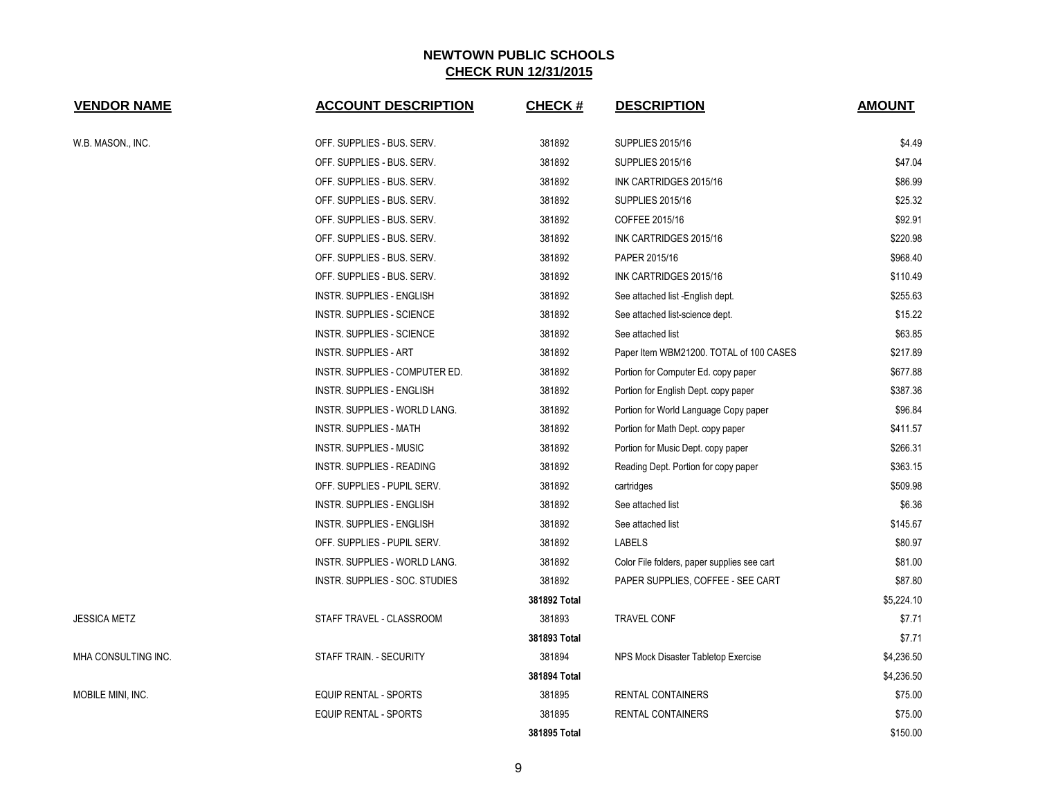# NEWTOWN PUBLIC SCHOOLS

## CHECK RUN 12/31/2015

| VENDOR NAME | ACCOUNT DESCRIPTION | CHECK # | DESCRIPTION | AMOUNT |
|---|---|---|---|---|
| W.B. MASON., INC. | OFF. SUPPLIES - BUS. SERV. | 381892 | SUPPLIES 2015/16 | $4.49 |
| | OFF. SUPPLIES - BUS. SERV. | 381892 | SUPPLIES 2015/16 | $47.04 |
| | OFF. SUPPLIES - BUS. SERV. | 381892 | INK CARTRIDGES 2015/16 | $86.99 |
| | OFF. SUPPLIES - BUS. SERV. | 381892 | SUPPLIES 2015/16 | $25.32 |
| | OFF. SUPPLIES - BUS. SERV. | 381892 | COFFEE 2015/16 | $92.91 |
| | OFF. SUPPLIES - BUS. SERV. | 381892 | INK CARTRIDGES 2015/16 | $220.98 |
| | OFF. SUPPLIES - BUS. SERV. | 381892 | PAPER 2015/16 | $968.40 |
| | OFF. SUPPLIES - BUS. SERV. | 381892 | INK CARTRIDGES 2015/16 | $110.49 |
| | INSTR. SUPPLIES - ENGLISH | 381892 | See attached list -English dept. | $255.63 |
| | INSTR. SUPPLIES - SCIENCE | 381892 | See attached list-science dept. | $15.22 |
| | INSTR. SUPPLIES - SCIENCE | 381892 | See attached list | $63.85 |
| | INSTR. SUPPLIES - ART | 381892 | Paper Item WBM21200. TOTAL of 100 CASES | $217.89 |
| | INSTR. SUPPLIES - COMPUTER ED. | 381892 | Portion for Computer Ed. copy paper | $677.88 |
| | INSTR. SUPPLIES - ENGLISH | 381892 | Portion for English Dept. copy paper | $387.36 |
| | INSTR. SUPPLIES - WORLD LANG. | 381892 | Portion for World Language Copy paper | $96.84 |
| | INSTR. SUPPLIES - MATH | 381892 | Portion for Math Dept. copy paper | $411.57 |
| | INSTR. SUPPLIES - MUSIC | 381892 | Portion for Music Dept. copy paper | $266.31 |
| | INSTR. SUPPLIES - READING | 381892 | Reading Dept. Portion for copy paper | $363.15 |
| | OFF. SUPPLIES - PUPIL SERV. | 381892 | cartridges | $509.98 |
| | INSTR. SUPPLIES - ENGLISH | 381892 | See attached list | $6.36 |
| | INSTR. SUPPLIES - ENGLISH | 381892 | See attached list | $145.67 |
| | OFF. SUPPLIES - PUPIL SERV. | 381892 | LABELS | $80.97 |
| | INSTR. SUPPLIES - WORLD LANG. | 381892 | Color File folders, paper supplies see cart | $81.00 |
| | INSTR. SUPPLIES - SOC. STUDIES | 381892 | PAPER SUPPLIES, COFFEE - SEE CART | $87.80 |
| | | **381892 Total** | | $5,224.10 |
| JESSICA METZ | STAFF TRAVEL - CLASSROOM | 381893 | TRAVEL CONF | $7.71 |
| | | **381893 Total** | | $7.71 |
| MHA CONSULTING INC. | STAFF TRAIN. - SECURITY | 381894 | NPS Mock Disaster Tabletop Exercise | $4,236.50 |
| | | **381894 Total** | | $4,236.50 |
| MOBILE MINI, INC. | EQUIP RENTAL - SPORTS | 381895 | RENTAL CONTAINERS | $75.00 |
| | EQUIP RENTAL - SPORTS | 381895 | RENTAL CONTAINERS | $75.00 |
| | | **381895 Total** | | $150.00 |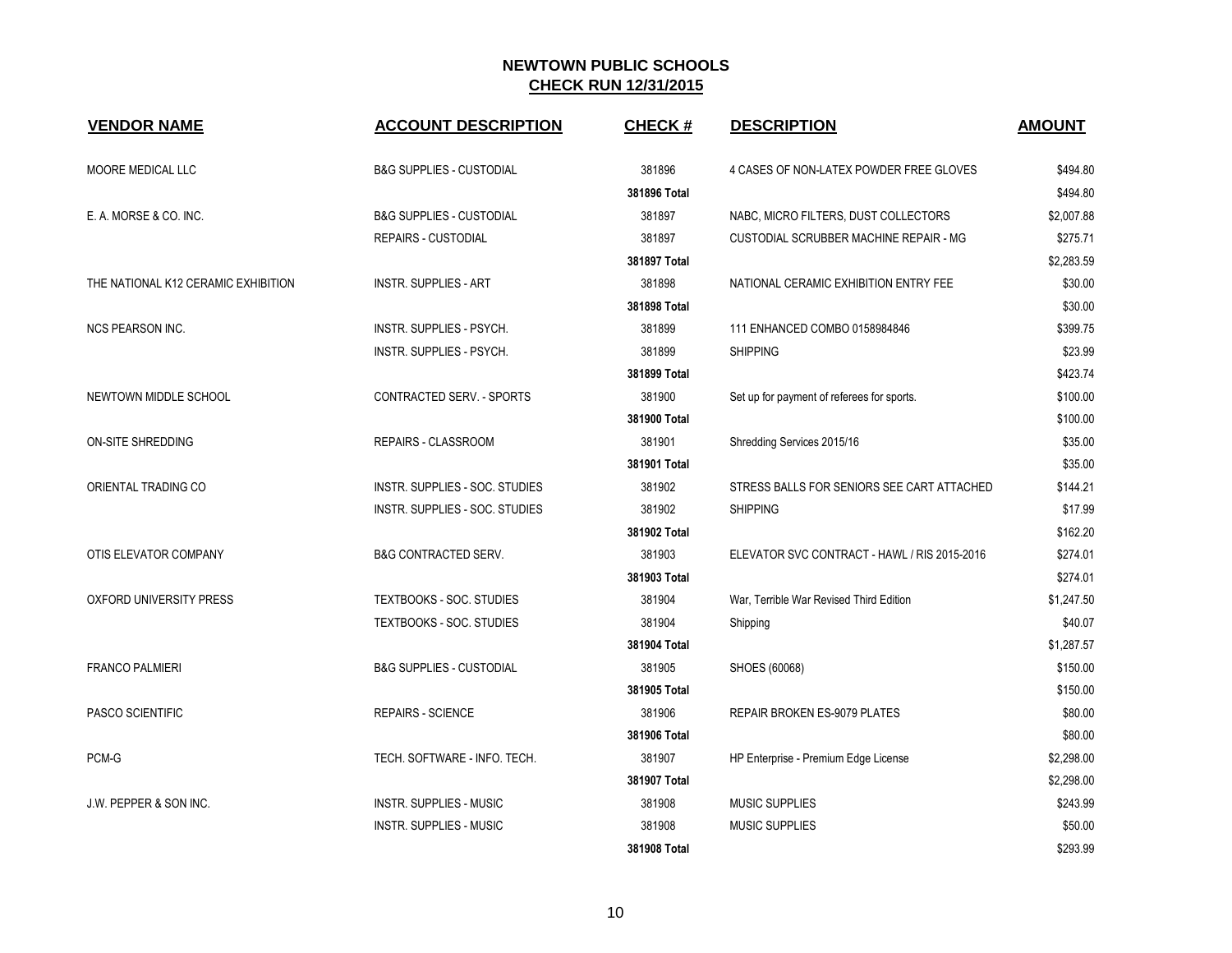**NEWTOWN PUBLIC SCHOOLS**
**CHECK RUN 12/31/2015**

| VENDOR NAME | ACCOUNT DESCRIPTION | CHECK # | DESCRIPTION | AMOUNT |
|---|---|---|---|---|
| MOORE MEDICAL LLC | B&G SUPPLIES - CUSTODIAL | 381896 | 4 CASES OF NON-LATEX POWDER FREE GLOVES | $494.80 |
| | | **381896 Total** | | $494.80 |
| E. A. MORSE & CO. INC. | B&G SUPPLIES - CUSTODIAL | 381897 | NABC, MICRO FILTERS, DUST COLLECTORS | $2,007.88 |
| | REPAIRS - CUSTODIAL | 381897 | CUSTODIAL SCRUBBER MACHINE REPAIR - MG | $275.71 |
| | | **381897 Total** | | $2,283.59 |
| THE NATIONAL K12 CERAMIC EXHIBITION | INSTR. SUPPLIES - ART | 381898 | NATIONAL CERAMIC EXHIBITION ENTRY FEE | $30.00 |
| | | **381898 Total** | | $30.00 |
| NCS PEARSON INC. | INSTR. SUPPLIES - PSYCH. | 381899 | 111 ENHANCED COMBO 0158984846 | $399.75 |
| | INSTR. SUPPLIES - PSYCH. | 381899 | SHIPPING | $23.99 |
| | | **381899 Total** | | $423.74 |
| NEWTOWN MIDDLE SCHOOL | CONTRACTED SERV. - SPORTS | 381900 | Set up for payment of referees for sports. | $100.00 |
| | | **381900 Total** | | $100.00 |
| ON-SITE SHREDDING | REPAIRS - CLASSROOM | 381901 | Shredding Services 2015/16 | $35.00 |
| | | **381901 Total** | | $35.00 |
| ORIENTAL TRADING CO | INSTR. SUPPLIES - SOC. STUDIES | 381902 | STRESS BALLS FOR SENIORS SEE CART ATTACHED | $144.21 |
| | INSTR. SUPPLIES - SOC. STUDIES | 381902 | SHIPPING | $17.99 |
| | | **381902 Total** | | $162.20 |
| OTIS ELEVATOR COMPANY | B&G CONTRACTED SERV. | 381903 | ELEVATOR SVC CONTRACT - HAWL / RIS 2015-2016 | $274.01 |
| | | **381903 Total** | | $274.01 |
| OXFORD UNIVERSITY PRESS | TEXTBOOKS - SOC. STUDIES | 381904 | War, Terrible War Revised Third Edition | $1,247.50 |
| | TEXTBOOKS - SOC. STUDIES | 381904 | Shipping | $40.07 |
| | | **381904 Total** | | $1,287.57 |
| FRANCO PALMIERI | B&G SUPPLIES - CUSTODIAL | 381905 | SHOES (60068) | $150.00 |
| | | **381905 Total** | | $150.00 |
| PASCO SCIENTIFIC | REPAIRS - SCIENCE | 381906 | REPAIR BROKEN ES-9079 PLATES | $80.00 |
| | | **381906 Total** | | $80.00 |
| PCM-G | TECH. SOFTWARE - INFO. TECH. | 381907 | HP Enterprise - Premium Edge License | $2,298.00 |
| | | **381907 Total** | | $2,298.00 |
| J.W. PEPPER & SON INC. | INSTR. SUPPLIES - MUSIC | 381908 | MUSIC SUPPLIES | $243.99 |
| | INSTR. SUPPLIES - MUSIC | 381908 | MUSIC SUPPLIES | $50.00 |
| | | **381908 Total** | | $293.99 |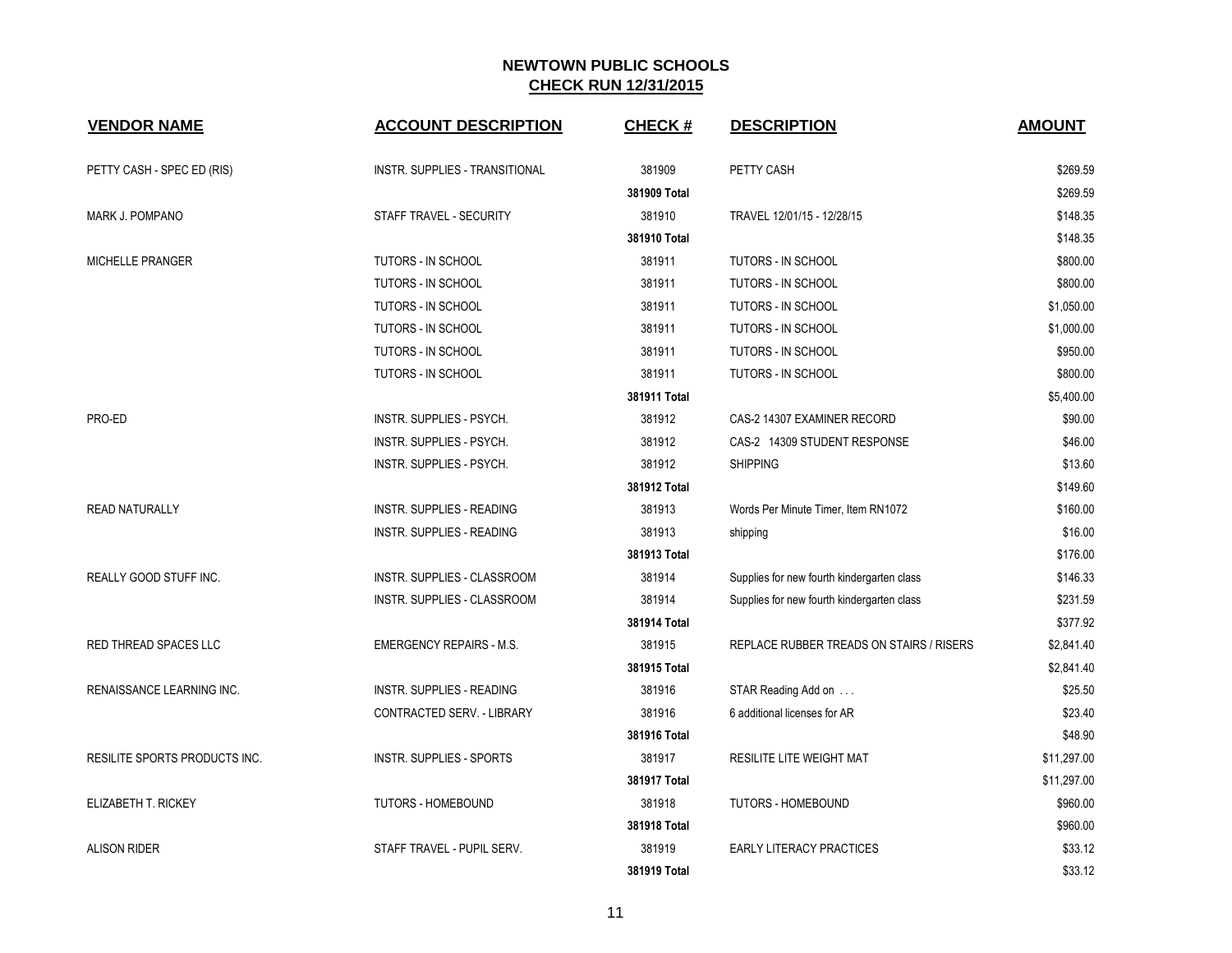## NEWTOWN PUBLIC SCHOOLS

## CHECK RUN 12/31/2015

| VENDOR NAME | ACCOUNT DESCRIPTION | CHECK # | DESCRIPTION | AMOUNT |
|---|---|---|---|---|
| PETTY CASH - SPEC ED (RIS) | INSTR. SUPPLIES - TRANSITIONAL | 381909 | PETTY CASH | $269.59 |
| | | 381909 Total | | $269.59 |
| MARK J. POMPANO | STAFF TRAVEL - SECURITY | 381910 | TRAVEL 12/01/15 - 12/28/15 | $148.35 |
| | | 381910 Total | | $148.35 |
| MICHELLE PRANGER | TUTORS - IN SCHOOL | 381911 | TUTORS - IN SCHOOL | $800.00 |
| | TUTORS - IN SCHOOL | 381911 | TUTORS - IN SCHOOL | $800.00 |
| | TUTORS - IN SCHOOL | 381911 | TUTORS - IN SCHOOL | $1,050.00 |
| | TUTORS - IN SCHOOL | 381911 | TUTORS - IN SCHOOL | $1,000.00 |
| | TUTORS - IN SCHOOL | 381911 | TUTORS - IN SCHOOL | $950.00 |
| | TUTORS - IN SCHOOL | 381911 | TUTORS - IN SCHOOL | $800.00 |
| | | 381911 Total | | $5,400.00 |
| PRO-ED | INSTR. SUPPLIES - PSYCH. | 381912 | CAS-2 14307 EXAMINER RECORD | $90.00 |
| | INSTR. SUPPLIES - PSYCH. | 381912 | CAS-2 14309 STUDENT RESPONSE | $46.00 |
| | INSTR. SUPPLIES - PSYCH. | 381912 | SHIPPING | $13.60 |
| | | 381912 Total | | $149.60 |
| READ NATURALLY | INSTR. SUPPLIES - READING | 381913 | Words Per Minute Timer, Item RN1072 | $160.00 |
| | INSTR. SUPPLIES - READING | 381913 | shipping | $16.00 |
| | | 381913 Total | | $176.00 |
| REALLY GOOD STUFF INC. | INSTR. SUPPLIES - CLASSROOM | 381914 | Supplies for new fourth kindergarten class | $146.33 |
| | INSTR. SUPPLIES - CLASSROOM | 381914 | Supplies for new fourth kindergarten class | $231.59 |
| | | 381914 Total | | $377.92 |
| RED THREAD SPACES LLC | EMERGENCY REPAIRS - M.S. | 381915 | REPLACE RUBBER TREADS ON STAIRS / RISERS | $2,841.40 |
| | | 381915 Total | | $2,841.40 |
| RENAISSANCE LEARNING INC. | INSTR. SUPPLIES - READING | 381916 | STAR Reading Add on . . . | $25.50 |
| | CONTRACTED SERV. - LIBRARY | 381916 | 6 additional licenses for AR | $23.40 |
| | | 381916 Total | | $48.90 |
| RESILITE SPORTS PRODUCTS INC. | INSTR. SUPPLIES - SPORTS | 381917 | RESILITE LITE WEIGHT MAT | $11,297.00 |
| | | 381917 Total | | $11,297.00 |
| ELIZABETH T. RICKEY | TUTORS - HOMEBOUND | 381918 | TUTORS - HOMEBOUND | $960.00 |
| | | 381918 Total | | $960.00 |
| ALISON RIDER | STAFF TRAVEL - PUPIL SERV. | 381919 | EARLY LITERACY PRACTICES | $33.12 |
| | | 381919 Total | | $33.12 |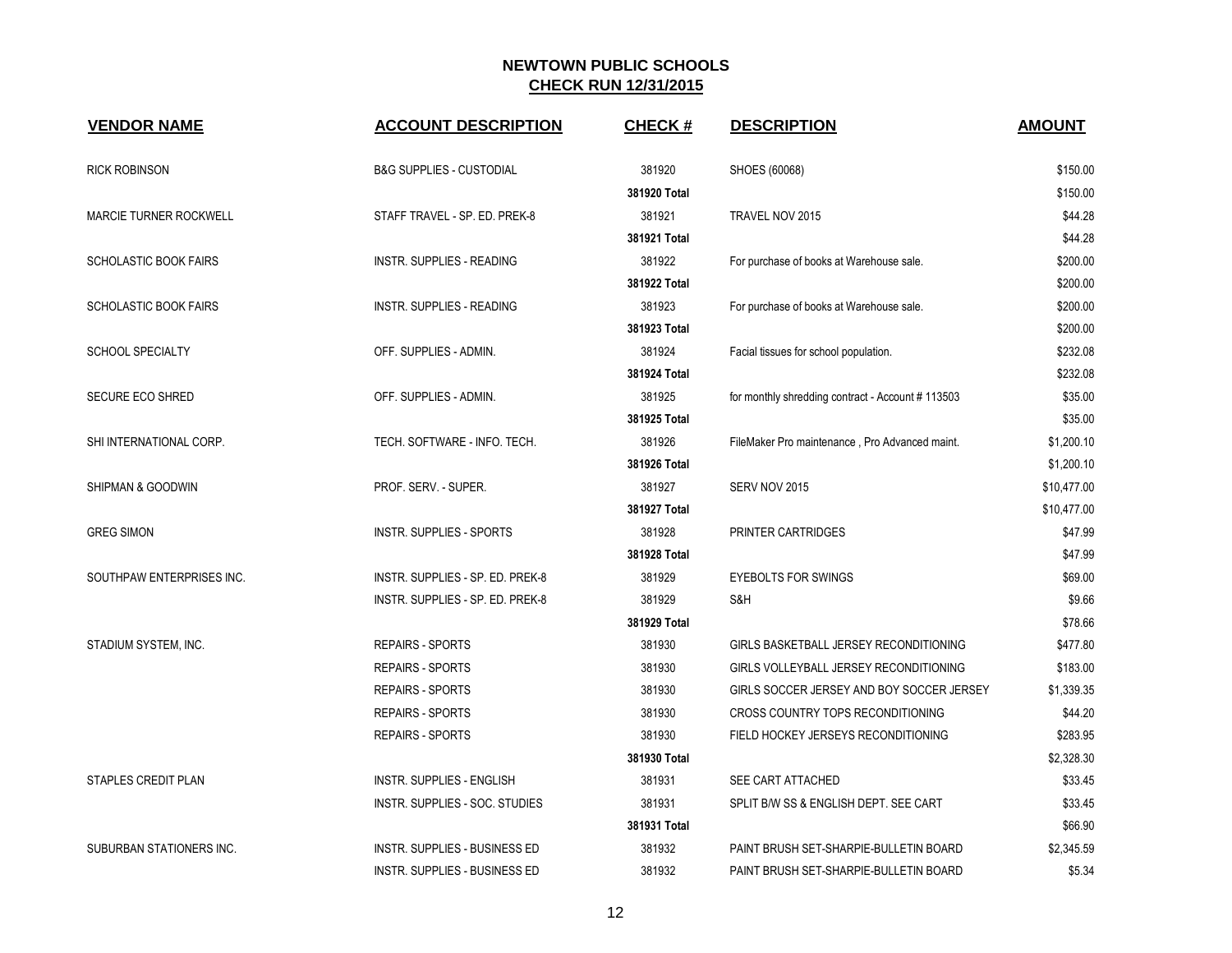## NEWTOWN PUBLIC SCHOOLS
**CHECK RUN 12/31/2015**

| VENDOR NAME | ACCOUNT DESCRIPTION | CHECK # | DESCRIPTION | AMOUNT |
|---|---|---|---|---|
| RICK ROBINSON | B&G SUPPLIES - CUSTODIAL | 381920 | SHOES (60068) | $150.00 |
| | | **381920 Total** | | $150.00 |
| MARCIE TURNER ROCKWELL | STAFF TRAVEL - SP. ED. PREK-8 | 381921 | TRAVEL NOV 2015 | $44.28 |
| | | **381921 Total** | | $44.28 |
| SCHOLASTIC BOOK FAIRS | INSTR. SUPPLIES - READING | 381922 | For purchase of books at Warehouse sale. | $200.00 |
| | | **381922 Total** | | $200.00 |
| SCHOLASTIC BOOK FAIRS | INSTR. SUPPLIES - READING | 381923 | For purchase of books at Warehouse sale. | $200.00 |
| | | **381923 Total** | | $200.00 |
| SCHOOL SPECIALTY | OFF. SUPPLIES - ADMIN. | 381924 | Facial tissues for school population. | $232.08 |
| | | **381924 Total** | | $232.08 |
| SECURE ECO SHRED | OFF. SUPPLIES - ADMIN. | 381925 | for monthly shredding contract - Account # 113503 | $35.00 |
| | | **381925 Total** | | $35.00 |
| SHI INTERNATIONAL CORP. | TECH. SOFTWARE - INFO. TECH. | 381926 | FileMaker Pro maintenance , Pro Advanced maint. | $1,200.10 |
| | | **381926 Total** | | $1,200.10 |
| SHIPMAN & GOODWIN | PROF. SERV. - SUPER. | 381927 | SERV NOV 2015 | $10,477.00 |
| | | **381927 Total** | | $10,477.00 |
| GREG SIMON | INSTR. SUPPLIES - SPORTS | 381928 | PRINTER CARTRIDGES | $47.99 |
| | | **381928 Total** | | $47.99 |
| SOUTHPAW ENTERPRISES INC. | INSTR. SUPPLIES - SP. ED. PREK-8 | 381929 | EYEBOLTS FOR SWINGS | $69.00 |
| | INSTR. SUPPLIES - SP. ED. PREK-8 | 381929 | S&H | $9.66 |
| | | **381929 Total** | | $78.66 |
| STADIUM SYSTEM, INC. | REPAIRS - SPORTS | 381930 | GIRLS BASKETBALL JERSEY RECONDITIONING | $477.80 |
| | REPAIRS - SPORTS | 381930 | GIRLS VOLLEYBALL JERSEY RECONDITIONING | $183.00 |
| | REPAIRS - SPORTS | 381930 | GIRLS SOCCER JERSEY AND BOY SOCCER JERSEY | $1,339.35 |
| | REPAIRS - SPORTS | 381930 | CROSS COUNTRY TOPS RECONDITIONING | $44.20 |
| | REPAIRS - SPORTS | 381930 | FIELD HOCKEY JERSEYS RECONDITIONING | $283.95 |
| | | **381930 Total** | | $2,328.30 |
| STAPLES CREDIT PLAN | INSTR. SUPPLIES - ENGLISH | 381931 | SEE CART ATTACHED | $33.45 |
| | INSTR. SUPPLIES - SOC. STUDIES | 381931 | SPLIT B/W SS & ENGLISH DEPT. SEE CART | $33.45 |
| | | **381931 Total** | | $66.90 |
| SUBURBAN STATIONERS INC. | INSTR. SUPPLIES - BUSINESS ED | 381932 | PAINT BRUSH SET-SHARPIE-BULLETIN BOARD | $2,345.59 |
| | INSTR. SUPPLIES - BUSINESS ED | 381932 | PAINT BRUSH SET-SHARPIE-BULLETIN BOARD | $5.34 |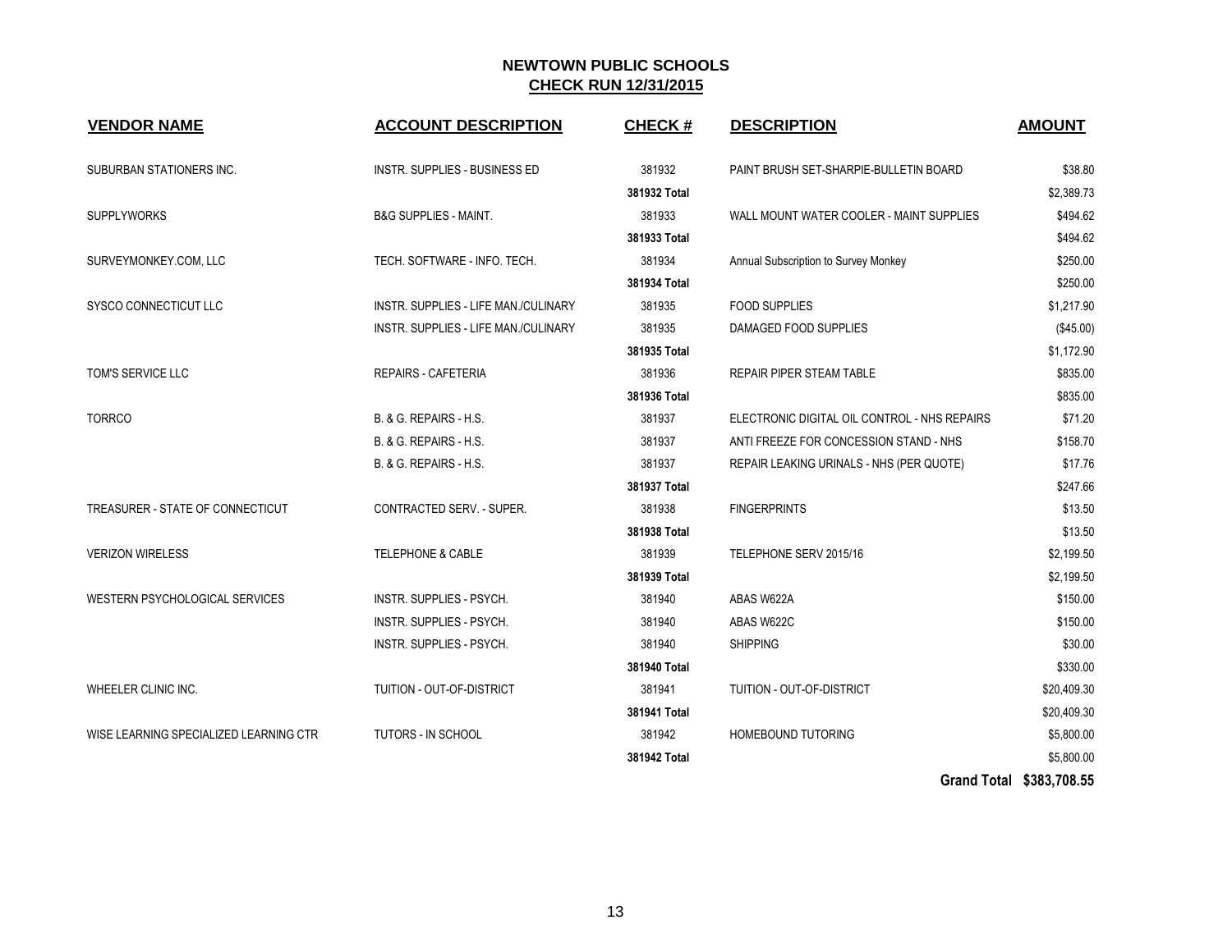# NEWTOWN PUBLIC SCHOOLS
## CHECK RUN 12/31/2015

| VENDOR NAME | ACCOUNT DESCRIPTION | CHECK # | DESCRIPTION | AMOUNT |
|---|---|---|---|---|
| SUBURBAN STATIONERS INC. | INSTR. SUPPLIES - BUSINESS ED | 381932 | PAINT BRUSH SET-SHARPIE-BULLETIN BOARD | $38.80 |
| | | **381932 Total** | | $2,389.73 |
| SUPPLYWORKS | B&G SUPPLIES - MAINT. | 381933 | WALL MOUNT WATER COOLER - MAINT SUPPLIES | $494.62 |
| | | **381933 Total** | | $494.62 |
| SURVEYMONKEY.COM, LLC | TECH. SOFTWARE - INFO. TECH. | 381934 | Annual Subscription to Survey Monkey | $250.00 |
| | | **381934 Total** | | $250.00 |
| SYSCO CONNECTICUT LLC | INSTR. SUPPLIES - LIFE MAN./CULINARY | 381935 | FOOD SUPPLIES | $1,217.90 |
| | INSTR. SUPPLIES - LIFE MAN./CULINARY | 381935 | DAMAGED FOOD SUPPLIES | ($45.00) |
| | | **381935 Total** | | $1,172.90 |
| TOM'S SERVICE LLC | REPAIRS - CAFETERIA | 381936 | REPAIR PIPER STEAM TABLE | $835.00 |
| | | **381936 Total** | | $835.00 |
| TORRCO | B. & G. REPAIRS - H.S. | 381937 | ELECTRONIC DIGITAL OIL CONTROL - NHS REPAIRS | $71.20 |
| | B. & G. REPAIRS - H.S. | 381937 | ANTI FREEZE FOR CONCESSION STAND - NHS | $158.70 |
| | B. & G. REPAIRS - H.S. | 381937 | REPAIR LEAKING URINALS - NHS (PER QUOTE) | $17.76 |
| | | **381937 Total** | | $247.66 |
| TREASURER - STATE OF CONNECTICUT | CONTRACTED SERV. - SUPER. | 381938 | FINGERPRINTS | $13.50 |
| | | **381938 Total** | | $13.50 |
| VERIZON WIRELESS | TELEPHONE & CABLE | 381939 | TELEPHONE SERV 2015/16 | $2,199.50 |
| | | **381939 Total** | | $2,199.50 |
| WESTERN PSYCHOLOGICAL SERVICES | INSTR. SUPPLIES - PSYCH. | 381940 | ABAS W622A | $150.00 |
| | INSTR. SUPPLIES - PSYCH. | 381940 | ABAS W622C | $150.00 |
| | INSTR. SUPPLIES - PSYCH. | 381940 | SHIPPING | $30.00 |
| | | **381940 Total** | | $330.00 |
| WHEELER CLINIC INC. | TUITION - OUT-OF-DISTRICT | 381941 | TUITION - OUT-OF-DISTRICT | $20,409.30 |
| | | **381941 Total** | | $20,409.30 |
| WISE LEARNING SPECIALIZED LEARNING CTR | TUTORS - IN SCHOOL | 381942 | HOMEBOUND TUTORING | $5,800.00 |
| | | **381942 Total** | | $5,800.00 |
| | | | **Grand Total** | **$383,708.55** |